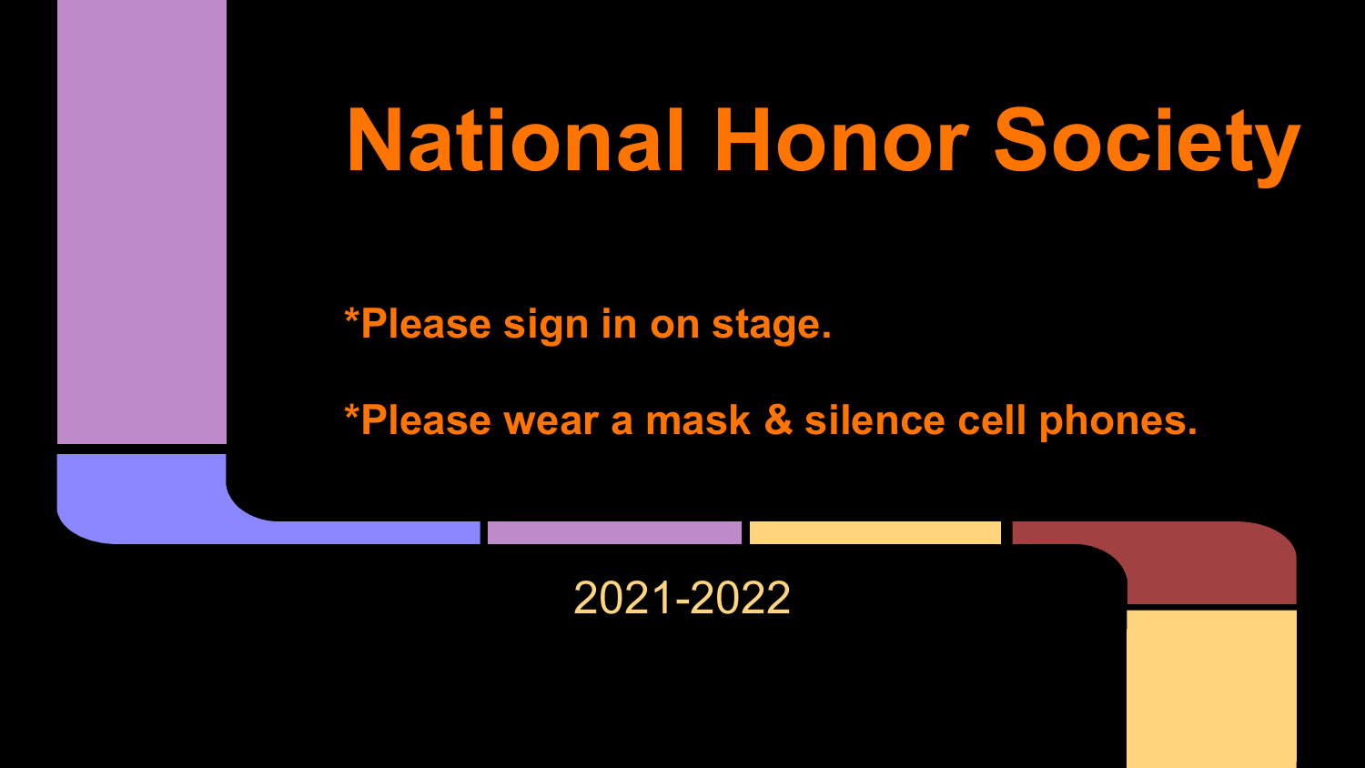# National Honor Society

*Please sign in on stage.

*Please wear a mask & silence cell phones.

2021-2022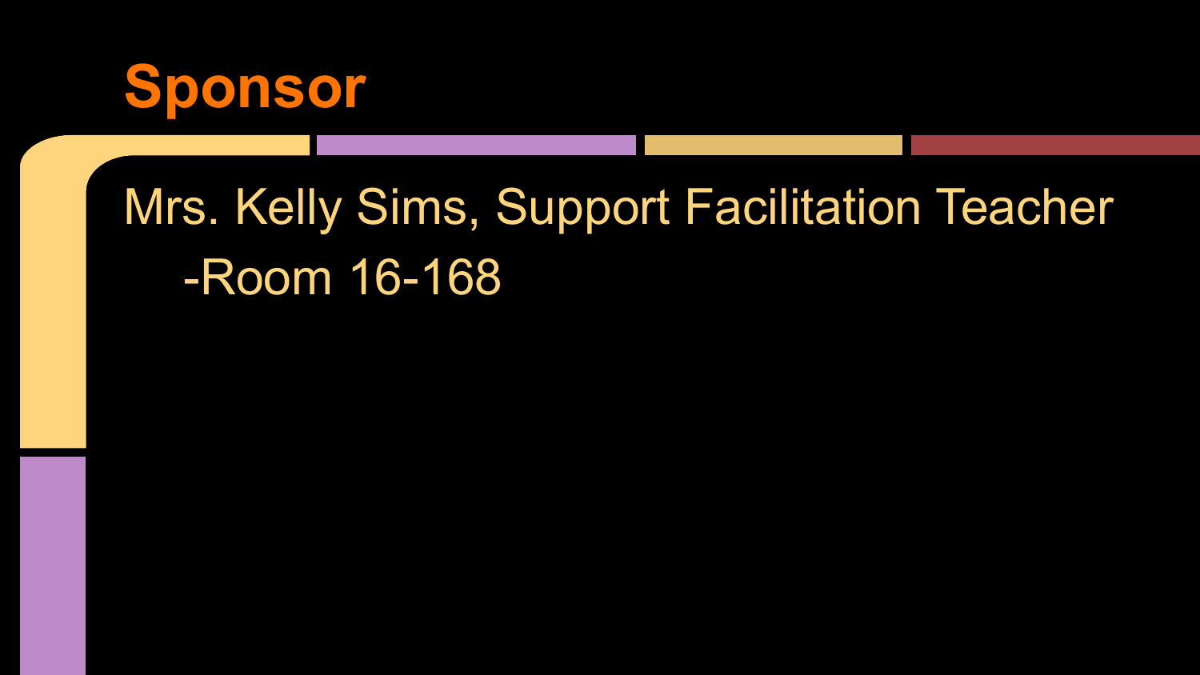# Sponsor

Mrs. Kelly Sims, Support Facilitation Teacher

- -Room 16-168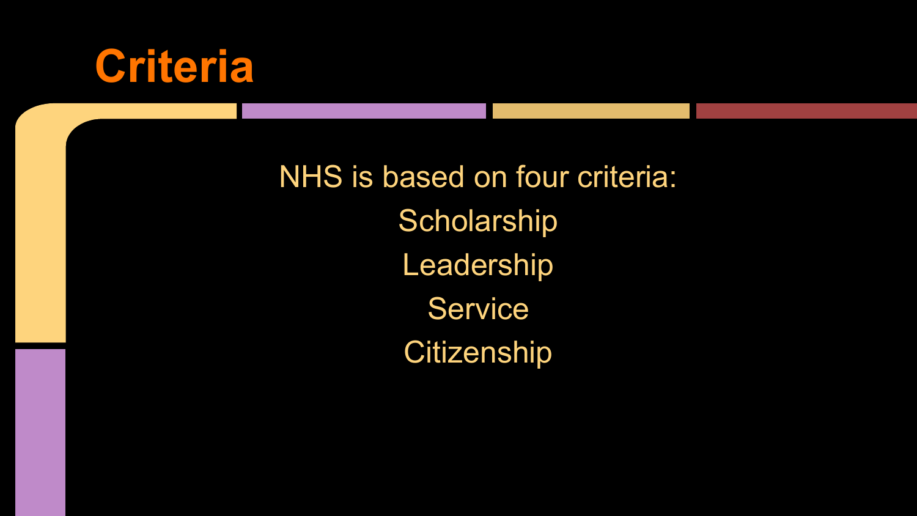# Criteria

NHS is based on four criteria:

Scholarship

Leadership

Service

Citizenship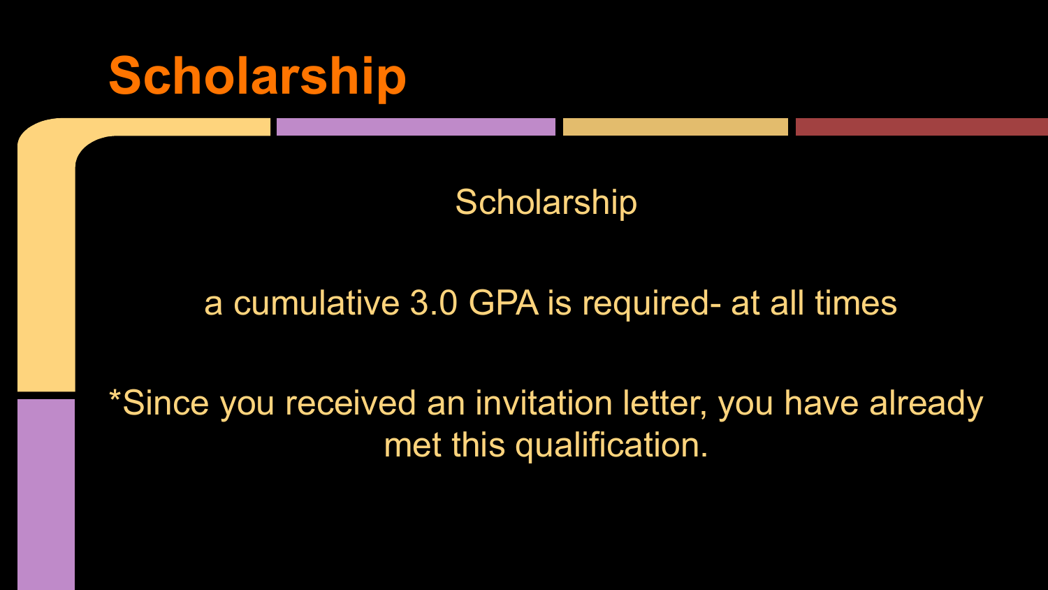# Scholarship

Scholarship

a cumulative 3.0 GPA is required- at all times

*Since you received an invitation letter, you have already met this qualification.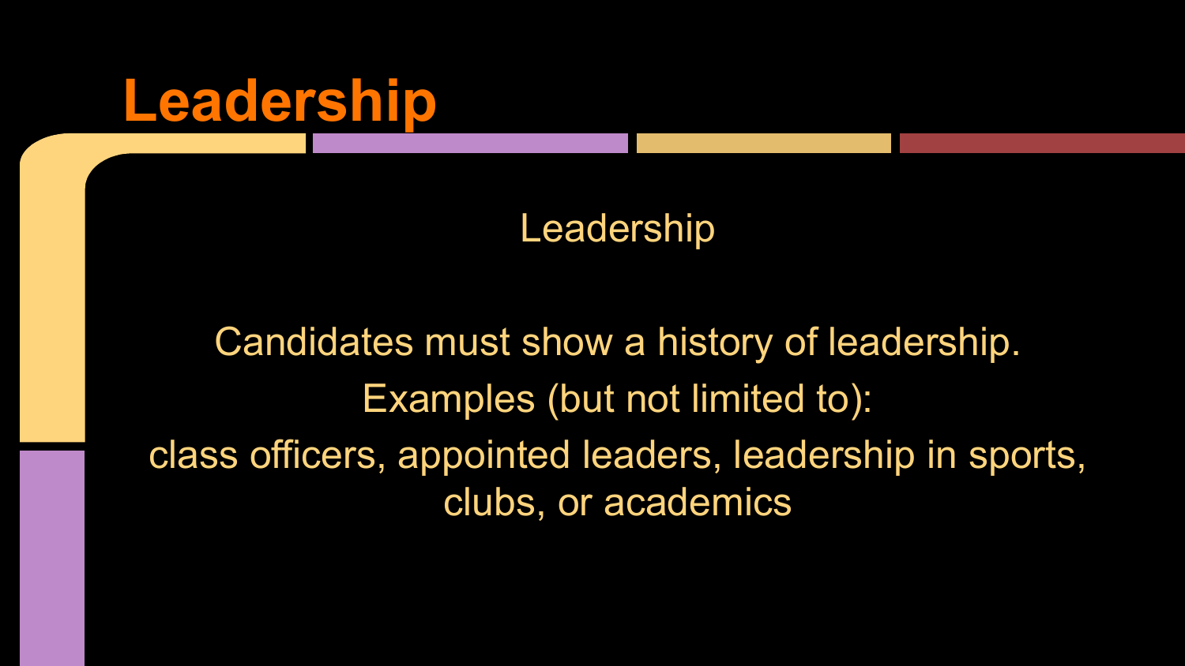# Leadership

Leadership

Candidates must show a history of leadership.

Examples (but not limited to):

class officers, appointed leaders, leadership in sports, clubs, or academics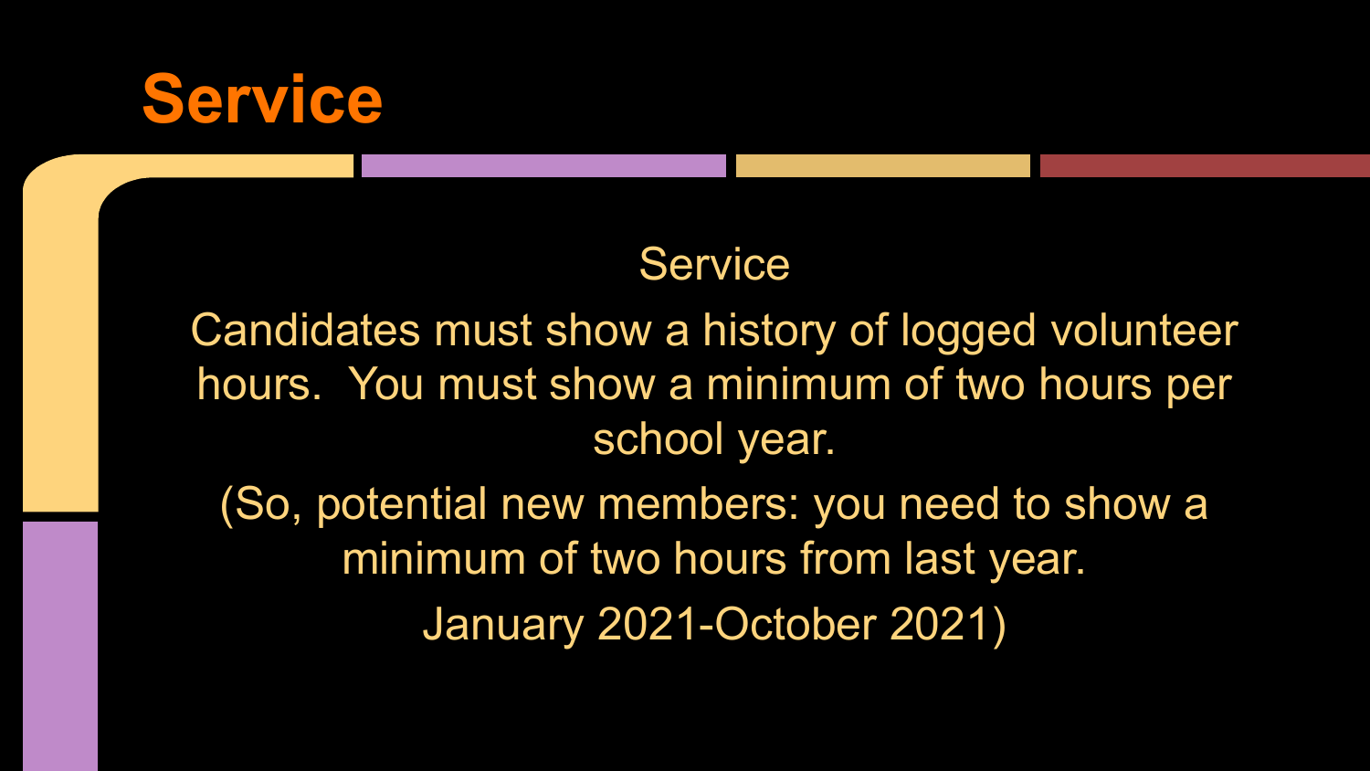# Service

Service

Candidates must show a history of logged volunteer hours. You must show a minimum of two hours per school year.

(So, potential new members: you need to show a minimum of two hours from last year.

January 2021-October 2021)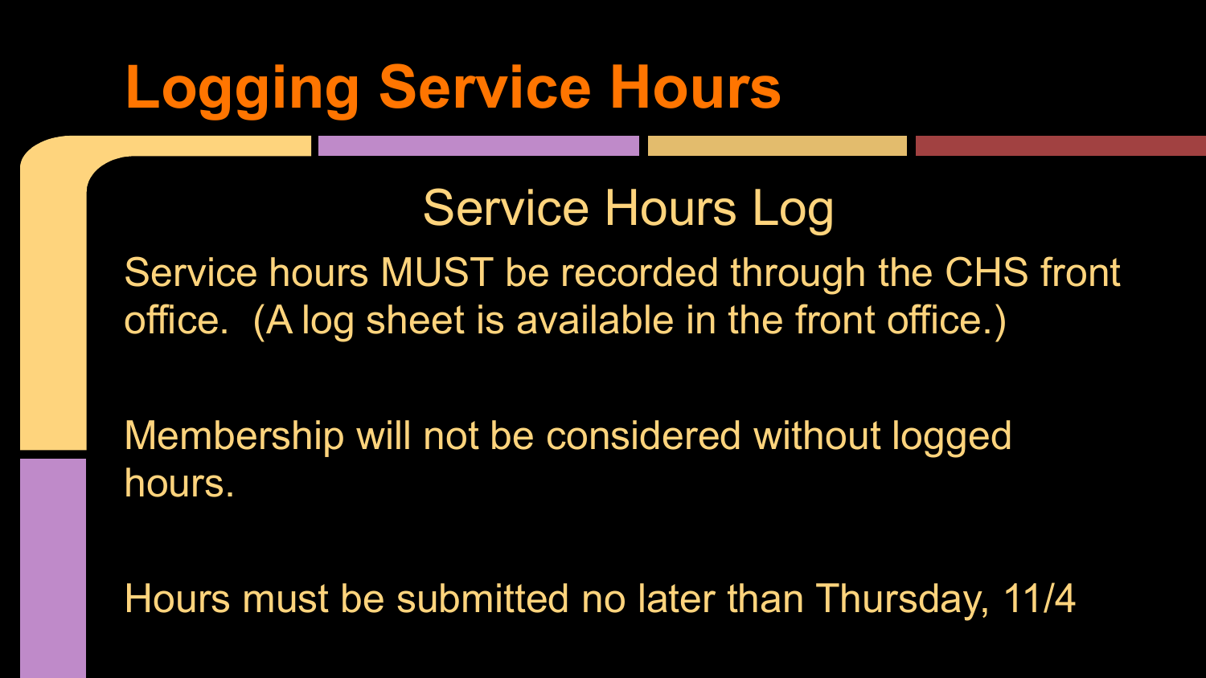# Logging Service Hours

## Service Hours Log

Service hours MUST be recorded through the CHS front office. (A log sheet is available in the front office.)

Membership will not be considered without logged hours.

Hours must be submitted no later than Thursday, 11/4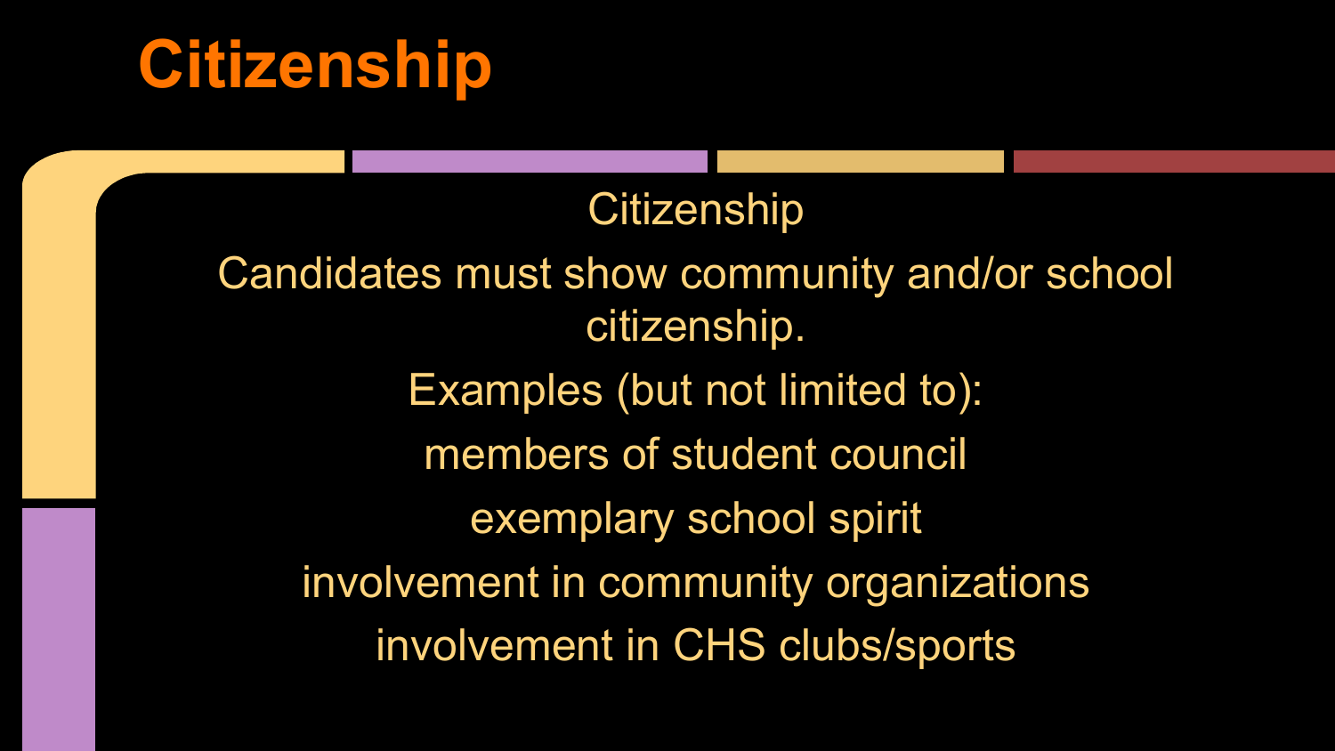# Citizenship

Citizenship

Candidates must show community and/or school citizenship.

Examples (but not limited to):

members of student council

exemplary school spirit

involvement in community organizations

involvement in CHS clubs/sports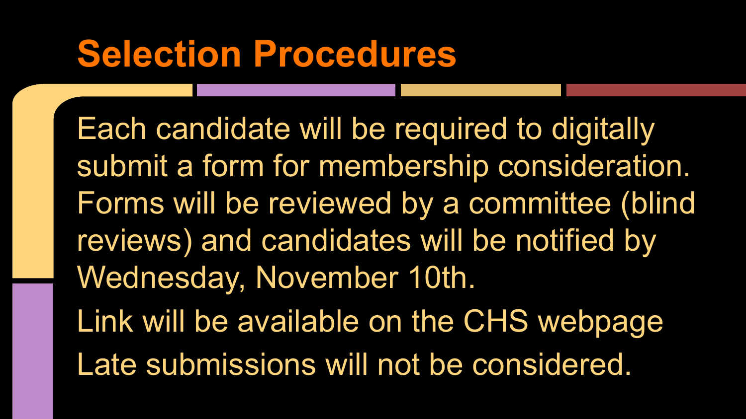# Selection Procedures

Each candidate will be required to digitally submit a form for membership consideration. Forms will be reviewed by a committee (blind reviews) and candidates will be notified by Wednesday, November 10th.

Link will be available on the CHS webpage

Late submissions will not be considered.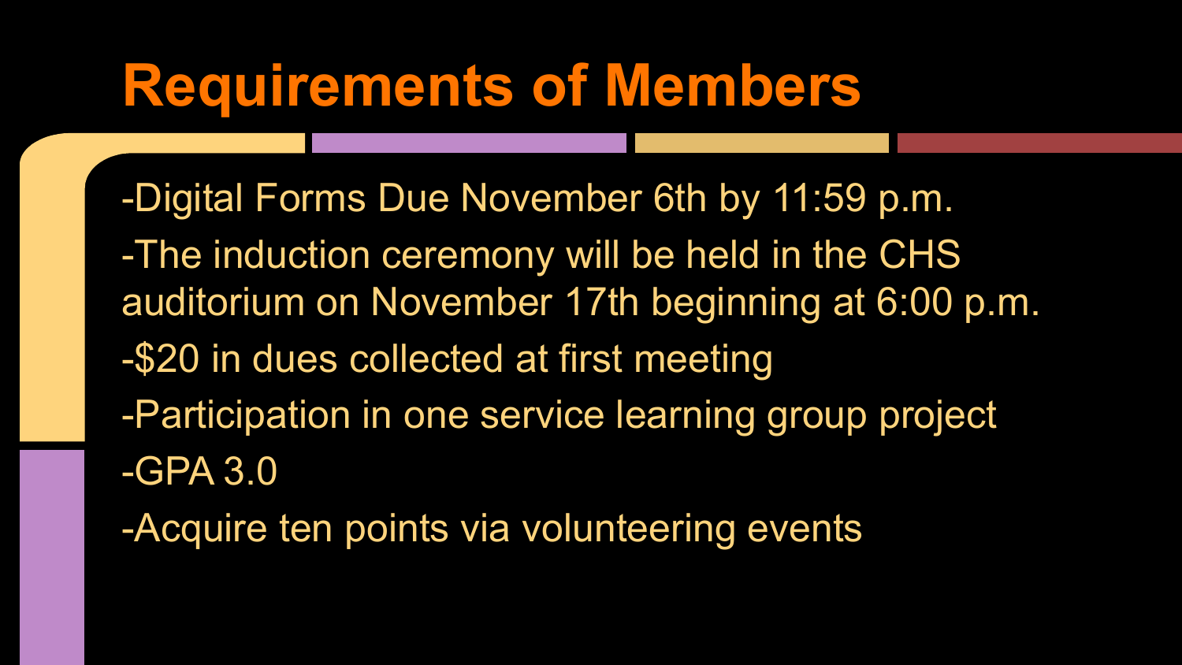# Requirements of Members

-Digital Forms Due November 6th by 11:59 p.m.

-The induction ceremony will be held in the CHS auditorium on November 17th beginning at 6:00 p.m.

-$20 in dues collected at first meeting

-Participation in one service learning group project

-GPA 3.0

-Acquire ten points via volunteering events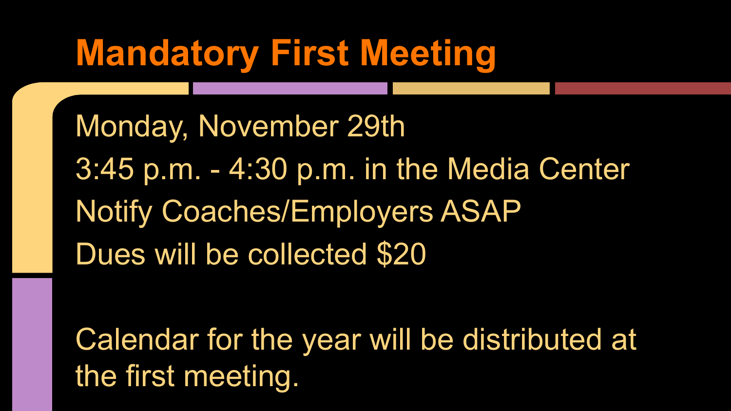# Mandatory First Meeting

Monday, November 29th

3:45 p.m. - 4:30 p.m. in the Media Center

Notify Coaches/Employers ASAP

Dues will be collected $20

Calendar for the year will be distributed at the first meeting.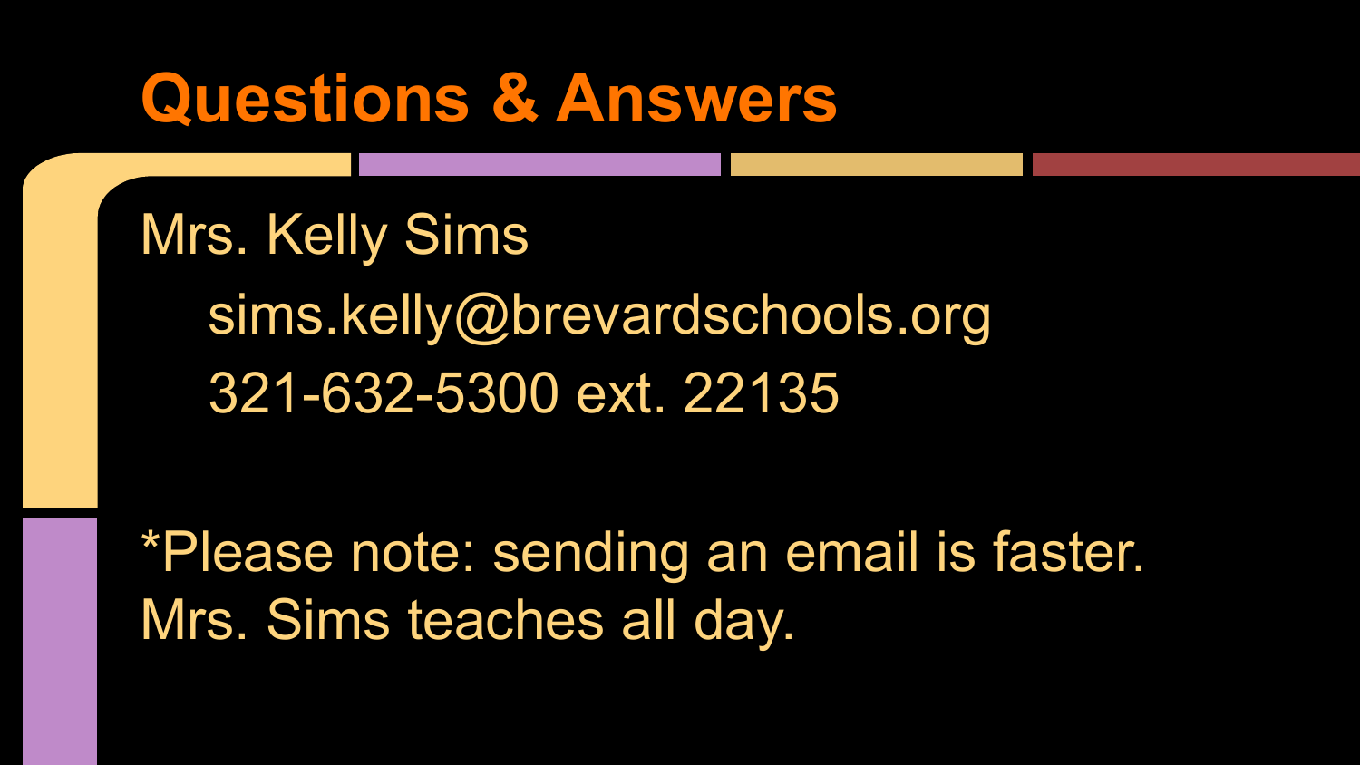# Questions & Answers

Mrs. Kelly Sims

sims.kelly@brevardschools.org

321-632-5300 ext. 22135

*Please note: sending an email is faster. Mrs. Sims teaches all day.